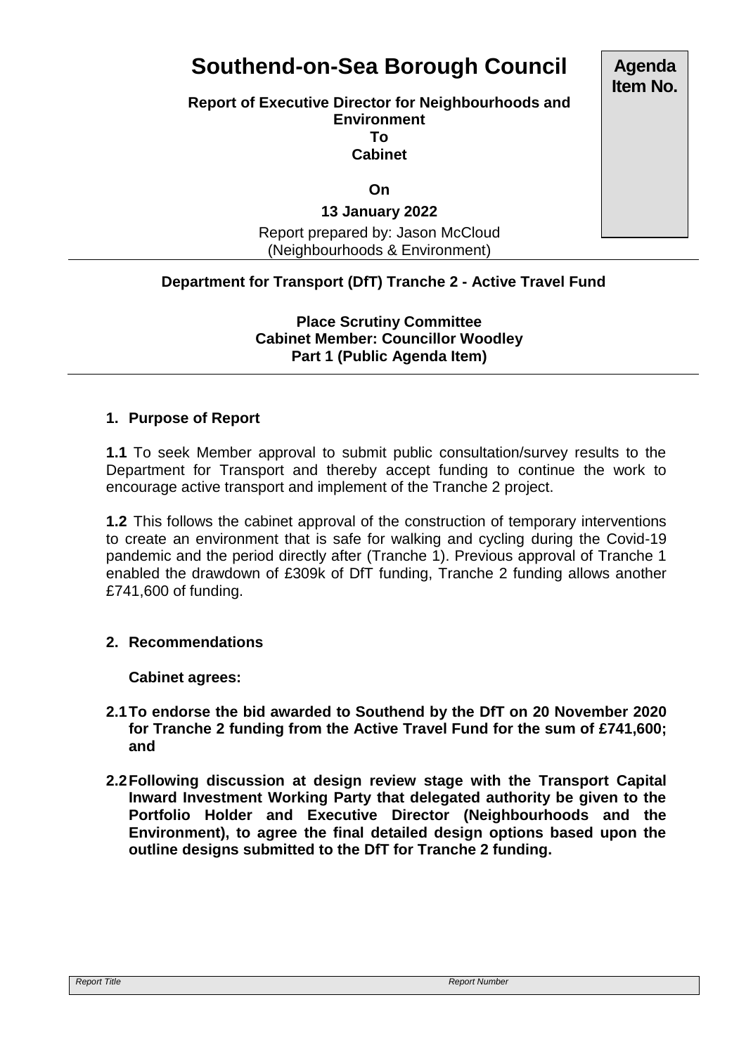# Southend-on-Sea Borough Council

**Agenda Item No.**

**Report of Executive Director for Neighbourhoods and Environment**
**To**
**Cabinet**

**On**

**13 January 2022**

Report prepared by: Jason McCloud
(Neighbourhoods & Environment)

---

**Department for Transport (DfT) Tranche 2 - Active Travel Fund**

**Place Scrutiny Committee**
**Cabinet Member: Councillor Woodley**
**Part 1 (Public Agenda Item)**

---

## 1. Purpose of Report

**1.1** To seek Member approval to submit public consultation/survey results to the Department for Transport and thereby accept funding to continue the work to encourage active transport and implement of the Tranche 2 project.

**1.2** This follows the cabinet approval of the construction of temporary interventions to create an environment that is safe for walking and cycling during the Covid-19 pandemic and the period directly after (Tranche 1). Previous approval of Tranche 1 enabled the drawdown of £309k of DfT funding, Tranche 2 funding allows another £741,600 of funding.

## 2. Recommendations

**Cabinet agrees:**

**2.1 To endorse the bid awarded to Southend by the DfT on 20 November 2020 for Tranche 2 funding from the Active Travel Fund for the sum of £741,600; and**

**2.2 Following discussion at design review stage with the Transport Capital Inward Investment Working Party that delegated authority be given to the Portfolio Holder and Executive Director (Neighbourhoods and the Environment), to agree the final detailed design options based upon the outline designs submitted to the DfT for Tranche 2 funding.**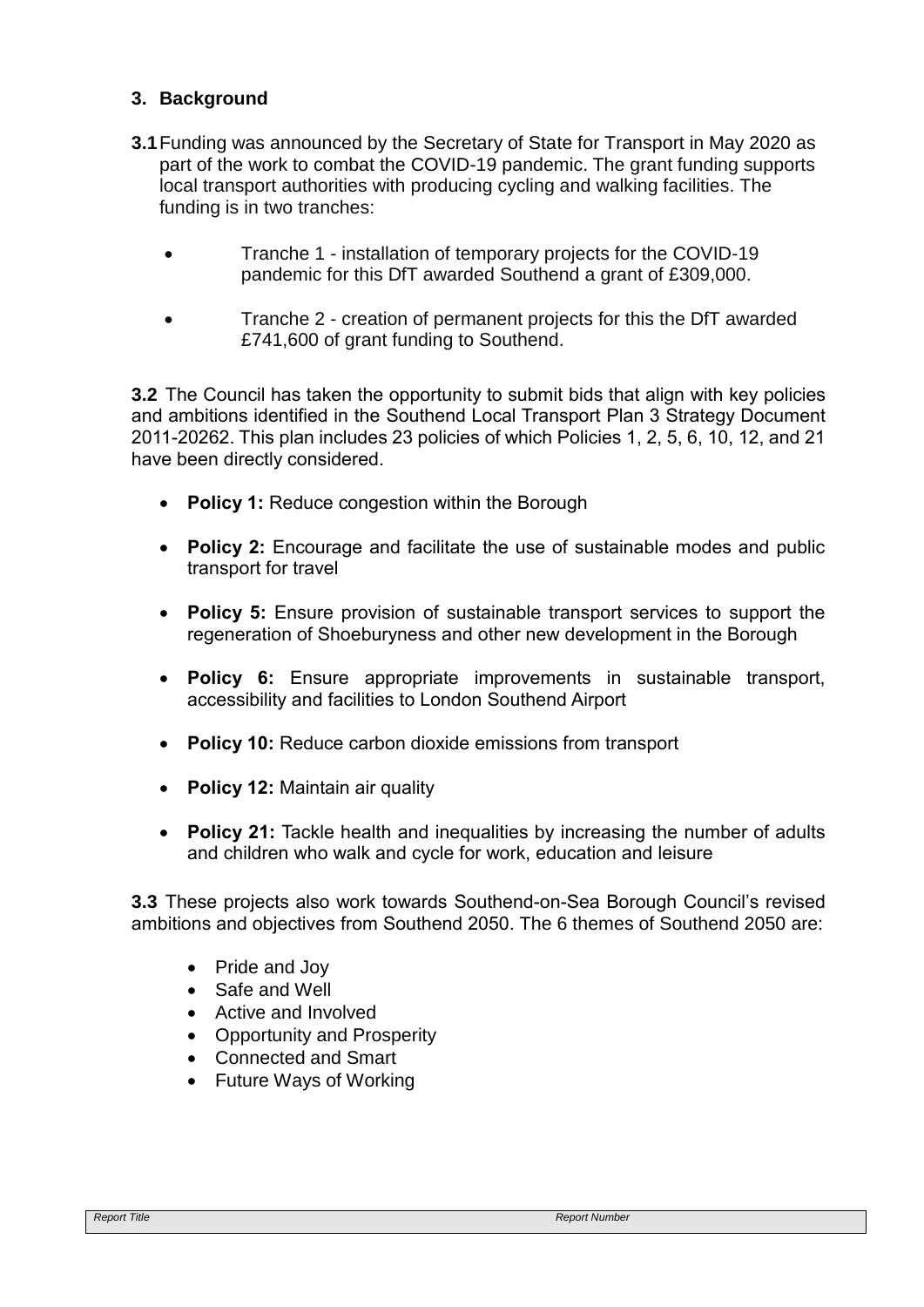## 3. Background

**3.1** Funding was announced by the Secretary of State for Transport in May 2020 as part of the work to combat the COVID-19 pandemic. The grant funding supports local transport authorities with producing cycling and walking facilities. The funding is in two tranches:

- Tranche 1 - installation of temporary projects for the COVID-19 pandemic for this DfT awarded Southend a grant of £309,000.
- Tranche 2 - creation of permanent projects for this the DfT awarded £741,600 of grant funding to Southend.

**3.2** The Council has taken the opportunity to submit bids that align with key policies and ambitions identified in the Southend Local Transport Plan 3 Strategy Document 2011-20262. This plan includes 23 policies of which Policies 1, 2, 5, 6, 10, 12, and 21 have been directly considered.

- **Policy 1:** Reduce congestion within the Borough
- **Policy 2:** Encourage and facilitate the use of sustainable modes and public transport for travel
- **Policy 5:** Ensure provision of sustainable transport services to support the regeneration of Shoeburyness and other new development in the Borough
- **Policy 6:** Ensure appropriate improvements in sustainable transport, accessibility and facilities to London Southend Airport
- **Policy 10:** Reduce carbon dioxide emissions from transport
- **Policy 12:** Maintain air quality
- **Policy 21:** Tackle health and inequalities by increasing the number of adults and children who walk and cycle for work, education and leisure

**3.3** These projects also work towards Southend-on-Sea Borough Council's revised ambitions and objectives from Southend 2050. The 6 themes of Southend 2050 are:

- Pride and Joy
- Safe and Well
- Active and Involved
- Opportunity and Prosperity
- Connected and Smart
- Future Ways of Working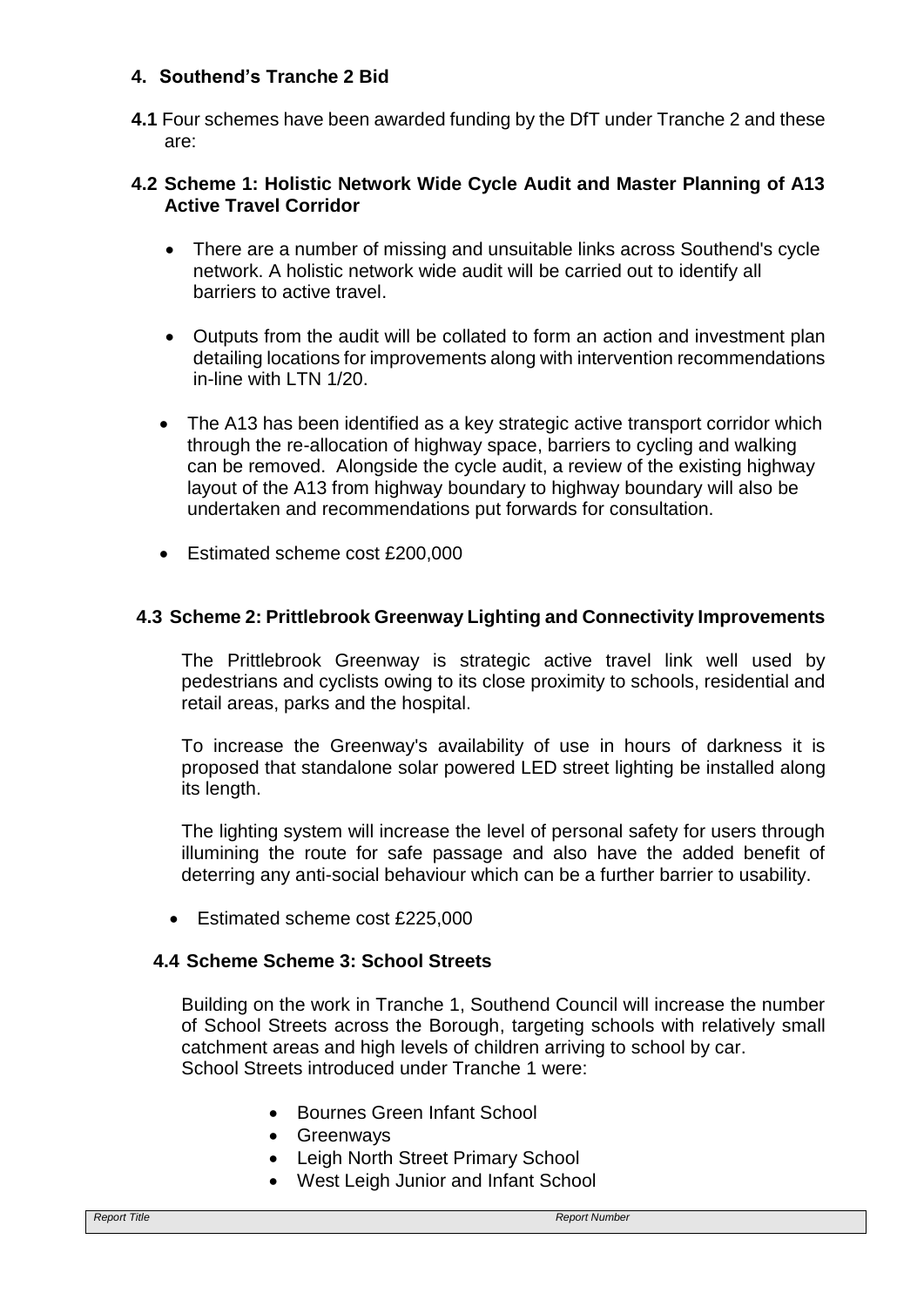## 4. Southend's Tranche 2 Bid

**4.1** Four schemes have been awarded funding by the DfT under Tranche 2 and these are:

### 4.2 Scheme 1: Holistic Network Wide Cycle Audit and Master Planning of A13 Active Travel Corridor

- There are a number of missing and unsuitable links across Southend's cycle network. A holistic network wide audit will be carried out to identify all barriers to active travel.
- Outputs from the audit will be collated to form an action and investment plan detailing locations for improvements along with intervention recommendations in-line with LTN 1/20.
- The A13 has been identified as a key strategic active transport corridor which through the re-allocation of highway space, barriers to cycling and walking can be removed. Alongside the cycle audit, a review of the existing highway layout of the A13 from highway boundary to highway boundary will also be undertaken and recommendations put forwards for consultation.
- Estimated scheme cost £200,000

### 4.3 Scheme 2: Prittlebrook Greenway Lighting and Connectivity Improvements

The Prittlebrook Greenway is strategic active travel link well used by pedestrians and cyclists owing to its close proximity to schools, residential and retail areas, parks and the hospital.

To increase the Greenway's availability of use in hours of darkness it is proposed that standalone solar powered LED street lighting be installed along its length.

The lighting system will increase the level of personal safety for users through illumining the route for safe passage and also have the added benefit of deterring any anti-social behaviour which can be a further barrier to usability.

- Estimated scheme cost £225,000

### 4.4 Scheme Scheme 3: School Streets

Building on the work in Tranche 1, Southend Council will increase the number of School Streets across the Borough, targeting schools with relatively small catchment areas and high levels of children arriving to school by car.
School Streets introduced under Tranche 1 were:

- Bournes Green Infant School
- Greenways
- Leigh North Street Primary School
- West Leigh Junior and Infant School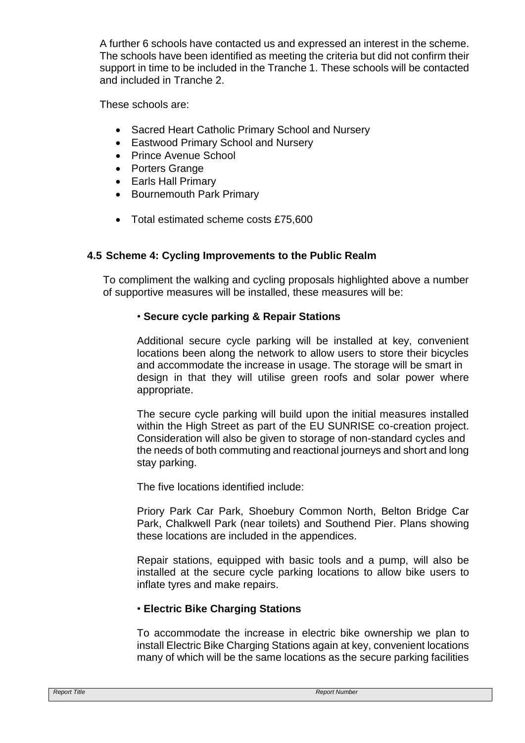A further 6 schools have contacted us and expressed an interest in the scheme. The schools have been identified as meeting the criteria but did not confirm their support in time to be included in the Tranche 1. These schools will be contacted and included in Tranche 2.

These schools are:

- Sacred Heart Catholic Primary School and Nursery
- Eastwood Primary School and Nursery
- Prince Avenue School
- Porters Grange
- Earls Hall Primary
- Bournemouth Park Primary

- Total estimated scheme costs £75,600

### 4.5 Scheme 4: Cycling Improvements to the Public Realm

To compliment the walking and cycling proposals highlighted above a number of supportive measures will be installed, these measures will be:

• **Secure cycle parking & Repair Stations**

Additional secure cycle parking will be installed at key, convenient locations been along the network to allow users to store their bicycles and accommodate the increase in usage. The storage will be smart in design in that they will utilise green roofs and solar power where appropriate.

The secure cycle parking will build upon the initial measures installed within the High Street as part of the EU SUNRISE co-creation project. Consideration will also be given to storage of non-standard cycles and the needs of both commuting and reactional journeys and short and long stay parking.

The five locations identified include:

Priory Park Car Park, Shoebury Common North, Belton Bridge Car Park, Chalkwell Park (near toilets) and Southend Pier. Plans showing these locations are included in the appendices.

Repair stations, equipped with basic tools and a pump, will also be installed at the secure cycle parking locations to allow bike users to inflate tyres and make repairs.

• **Electric Bike Charging Stations**

To accommodate the increase in electric bike ownership we plan to install Electric Bike Charging Stations again at key, convenient locations many of which will be the same locations as the secure parking facilities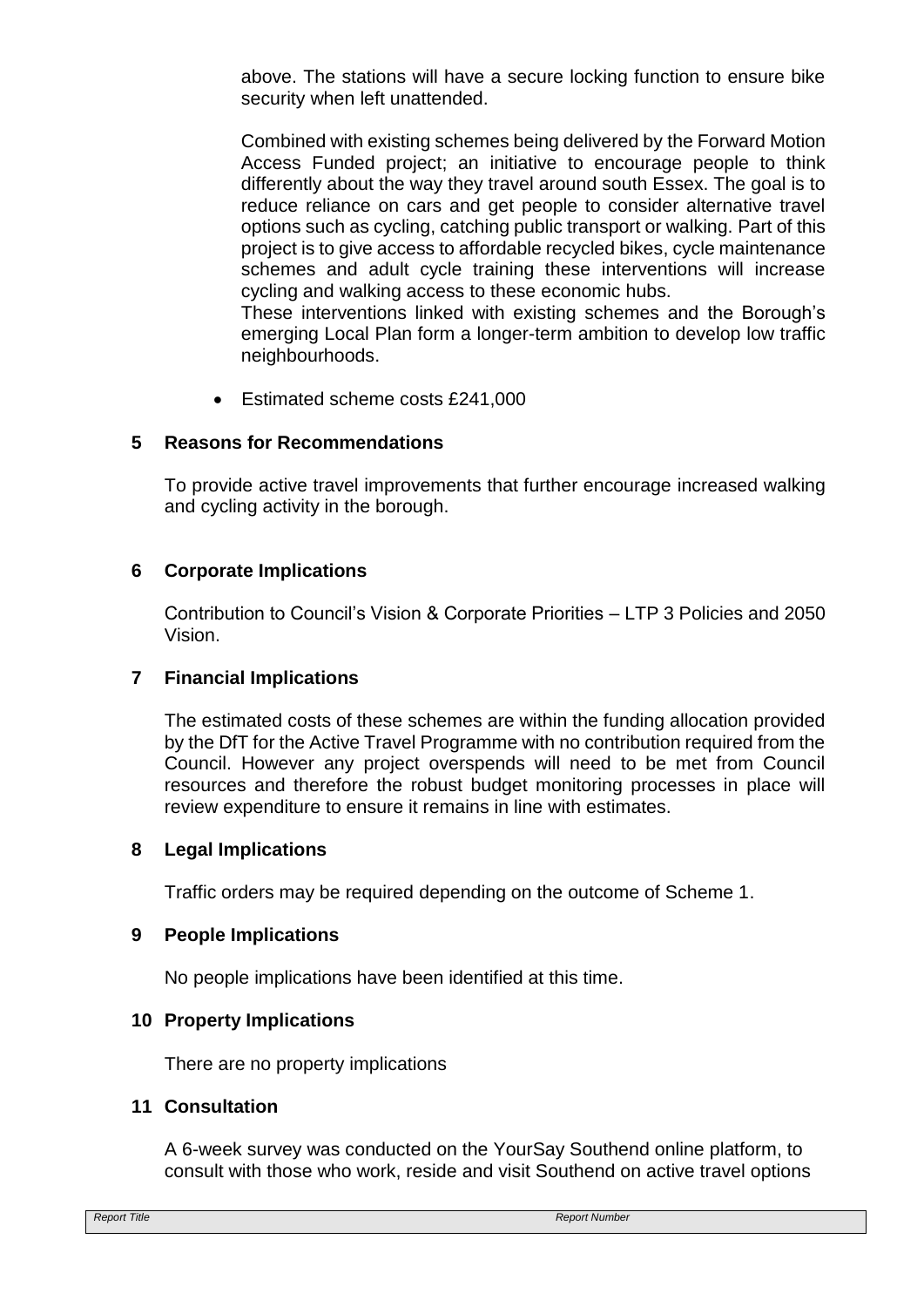above. The stations will have a secure locking function to ensure bike security when left unattended.

Combined with existing schemes being delivered by the Forward Motion Access Funded project; an initiative to encourage people to think differently about the way they travel around south Essex. The goal is to reduce reliance on cars and get people to consider alternative travel options such as cycling, catching public transport or walking. Part of this project is to give access to affordable recycled bikes, cycle maintenance schemes and adult cycle training these interventions will increase cycling and walking access to these economic hubs.
These interventions linked with existing schemes and the Borough's emerging Local Plan form a longer-term ambition to develop low traffic neighbourhoods.

- Estimated scheme costs £241,000

## 5 Reasons for Recommendations

To provide active travel improvements that further encourage increased walking and cycling activity in the borough.

## 6 Corporate Implications

Contribution to Council's Vision & Corporate Priorities – LTP 3 Policies and 2050 Vision.

## 7 Financial Implications

The estimated costs of these schemes are within the funding allocation provided by the DfT for the Active Travel Programme with no contribution required from the Council. However any project overspends will need to be met from Council resources and therefore the robust budget monitoring processes in place will review expenditure to ensure it remains in line with estimates.

## 8 Legal Implications

Traffic orders may be required depending on the outcome of Scheme 1.

## 9 People Implications

No people implications have been identified at this time.

## 10 Property Implications

There are no property implications

## 11 Consultation

A 6-week survey was conducted on the YourSay Southend online platform, to consult with those who work, reside and visit Southend on active travel options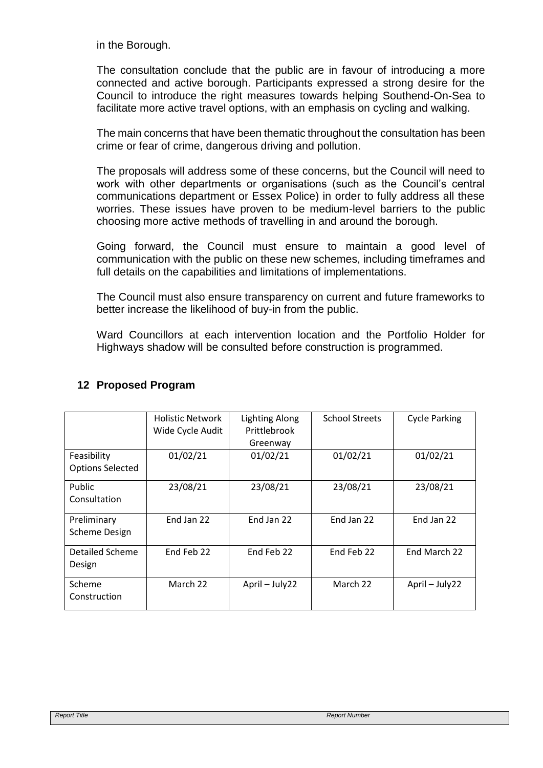in the Borough.

The consultation conclude that the public are in favour of introducing a more connected and active borough. Participants expressed a strong desire for the Council to introduce the right measures towards helping Southend-On-Sea to facilitate more active travel options, with an emphasis on cycling and walking.

The main concerns that have been thematic throughout the consultation has been crime or fear of crime, dangerous driving and pollution.

The proposals will address some of these concerns, but the Council will need to work with other departments or organisations (such as the Council's central communications department or Essex Police) in order to fully address all these worries. These issues have proven to be medium-level barriers to the public choosing more active methods of travelling in and around the borough.

Going forward, the Council must ensure to maintain a good level of communication with the public on these new schemes, including timeframes and full details on the capabilities and limitations of implementations.

The Council must also ensure transparency on current and future frameworks to better increase the likelihood of buy-in from the public.

Ward Councillors at each intervention location and the Portfolio Holder for Highways shadow will be consulted before construction is programmed.

## 12 Proposed Program

| | Holistic Network Wide Cycle Audit | Lighting Along Prittlebrook Greenway | School Streets | Cycle Parking |
|---|---|---|---|---|
| Feasibility Options Selected | 01/02/21 | 01/02/21 | 01/02/21 | 01/02/21 |
| Public Consultation | 23/08/21 | 23/08/21 | 23/08/21 | 23/08/21 |
| Preliminary Scheme Design | End Jan 22 | End Jan 22 | End Jan 22 | End Jan 22 |
| Detailed Scheme Design | End Feb 22 | End Feb 22 | End Feb 22 | End March 22 |
| Scheme Construction | March 22 | April – July22 | March 22 | April – July22 |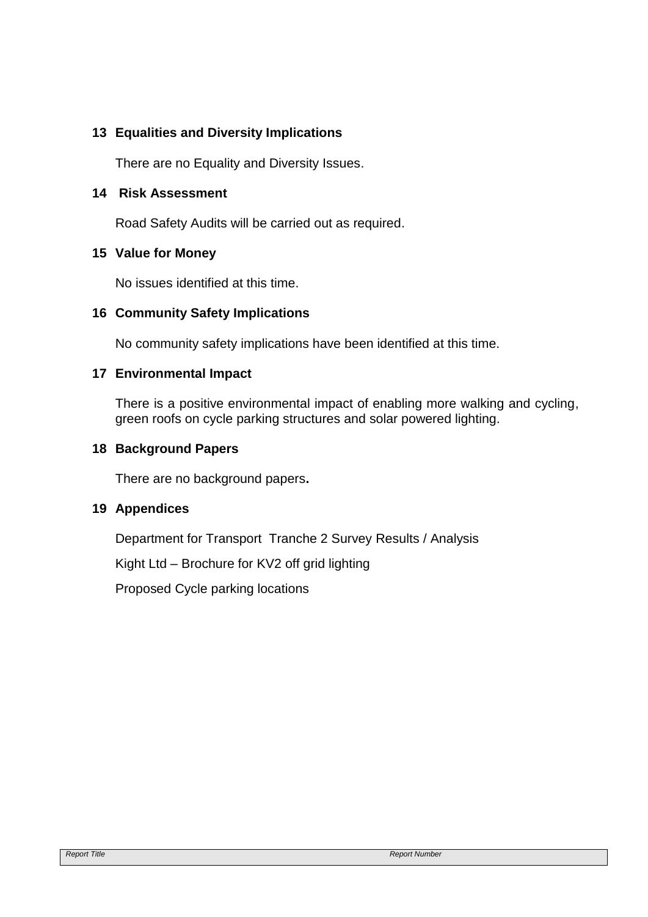## 13 Equalities and Diversity Implications

There are no Equality and Diversity Issues.

## 14 Risk Assessment

Road Safety Audits will be carried out as required.

## 15 Value for Money

No issues identified at this time.

## 16 Community Safety Implications

No community safety implications have been identified at this time.

## 17 Environmental Impact

There is a positive environmental impact of enabling more walking and cycling, green roofs on cycle parking structures and solar powered lighting.

## 18 Background Papers

There are no background papers**.**

## 19 Appendices

Department for Transport Tranche 2 Survey Results / Analysis

Kight Ltd – Brochure for KV2 off grid lighting

Proposed Cycle parking locations